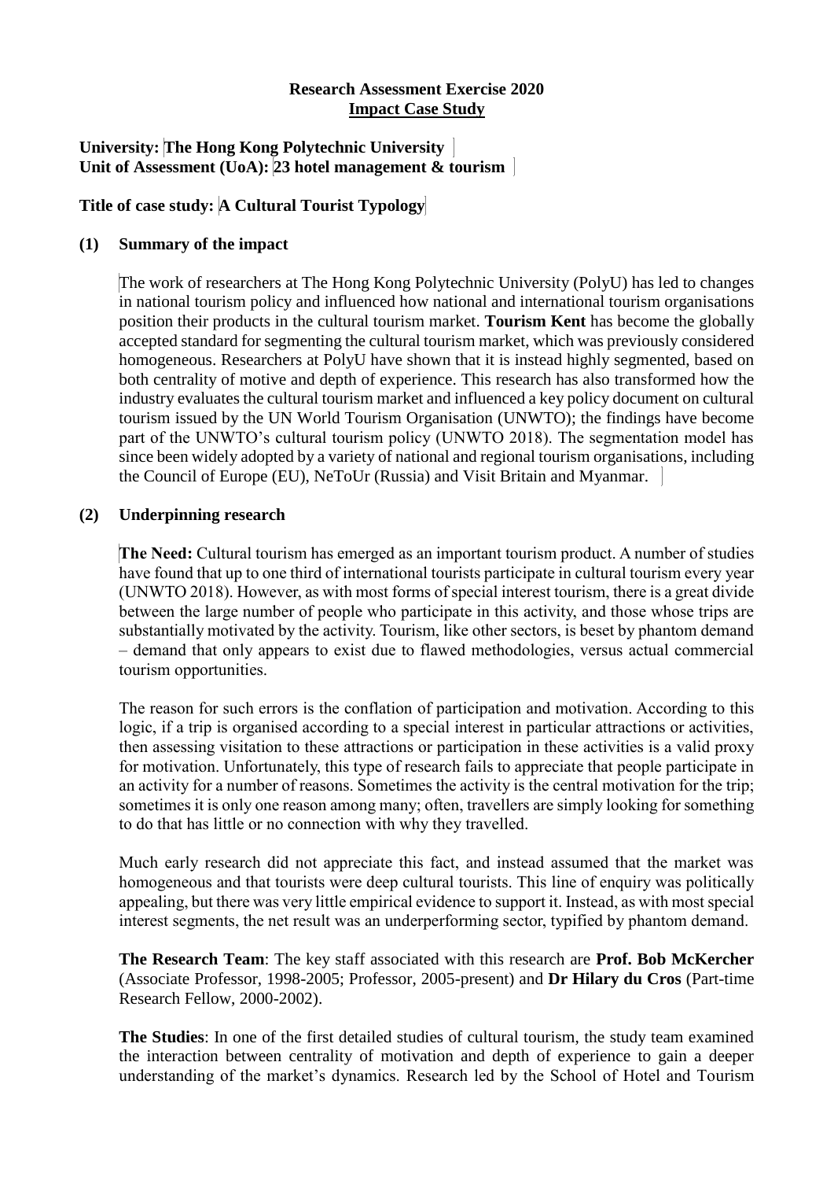**Research Assessment Exercise 2020**
**Impact Case Study**

**University: The Hong Kong Polytechnic University**
**Unit of Assessment (UoA): 23 hotel management & tourism**

**Title of case study: A Cultural Tourist Typology**

**(1) Summary of the impact**

The work of researchers at The Hong Kong Polytechnic University (PolyU) has led to changes in national tourism policy and influenced how national and international tourism organisations position their products in the cultural tourism market. **Tourism Kent** has become the globally accepted standard for segmenting the cultural tourism market, which was previously considered homogeneous. Researchers at PolyU have shown that it is instead highly segmented, based on both centrality of motive and depth of experience. This research has also transformed how the industry evaluates the cultural tourism market and influenced a key policy document on cultural tourism issued by the UN World Tourism Organisation (UNWTO); the findings have become part of the UNWTO's cultural tourism policy (UNWTO 2018). The segmentation model has since been widely adopted by a variety of national and regional tourism organisations, including the Council of Europe (EU), NeToUr (Russia) and Visit Britain and Myanmar.

**(2) Underpinning research**

**The Need:** Cultural tourism has emerged as an important tourism product. A number of studies have found that up to one third of international tourists participate in cultural tourism every year (UNWTO 2018). However, as with most forms of special interest tourism, there is a great divide between the large number of people who participate in this activity, and those whose trips are substantially motivated by the activity. Tourism, like other sectors, is beset by phantom demand – demand that only appears to exist due to flawed methodologies, versus actual commercial tourism opportunities.

The reason for such errors is the conflation of participation and motivation. According to this logic, if a trip is organised according to a special interest in particular attractions or activities, then assessing visitation to these attractions or participation in these activities is a valid proxy for motivation. Unfortunately, this type of research fails to appreciate that people participate in an activity for a number of reasons. Sometimes the activity is the central motivation for the trip; sometimes it is only one reason among many; often, travellers are simply looking for something to do that has little or no connection with why they travelled.

Much early research did not appreciate this fact, and instead assumed that the market was homogeneous and that tourists were deep cultural tourists. This line of enquiry was politically appealing, but there was very little empirical evidence to support it. Instead, as with most special interest segments, the net result was an underperforming sector, typified by phantom demand.

**The Research Team**: The key staff associated with this research are **Prof. Bob McKercher** (Associate Professor, 1998-2005; Professor, 2005-present) and **Dr Hilary du Cros** (Part-time Research Fellow, 2000-2002).

**The Studies**: In one of the first detailed studies of cultural tourism, the study team examined the interaction between centrality of motivation and depth of experience to gain a deeper understanding of the market's dynamics. Research led by the School of Hotel and Tourism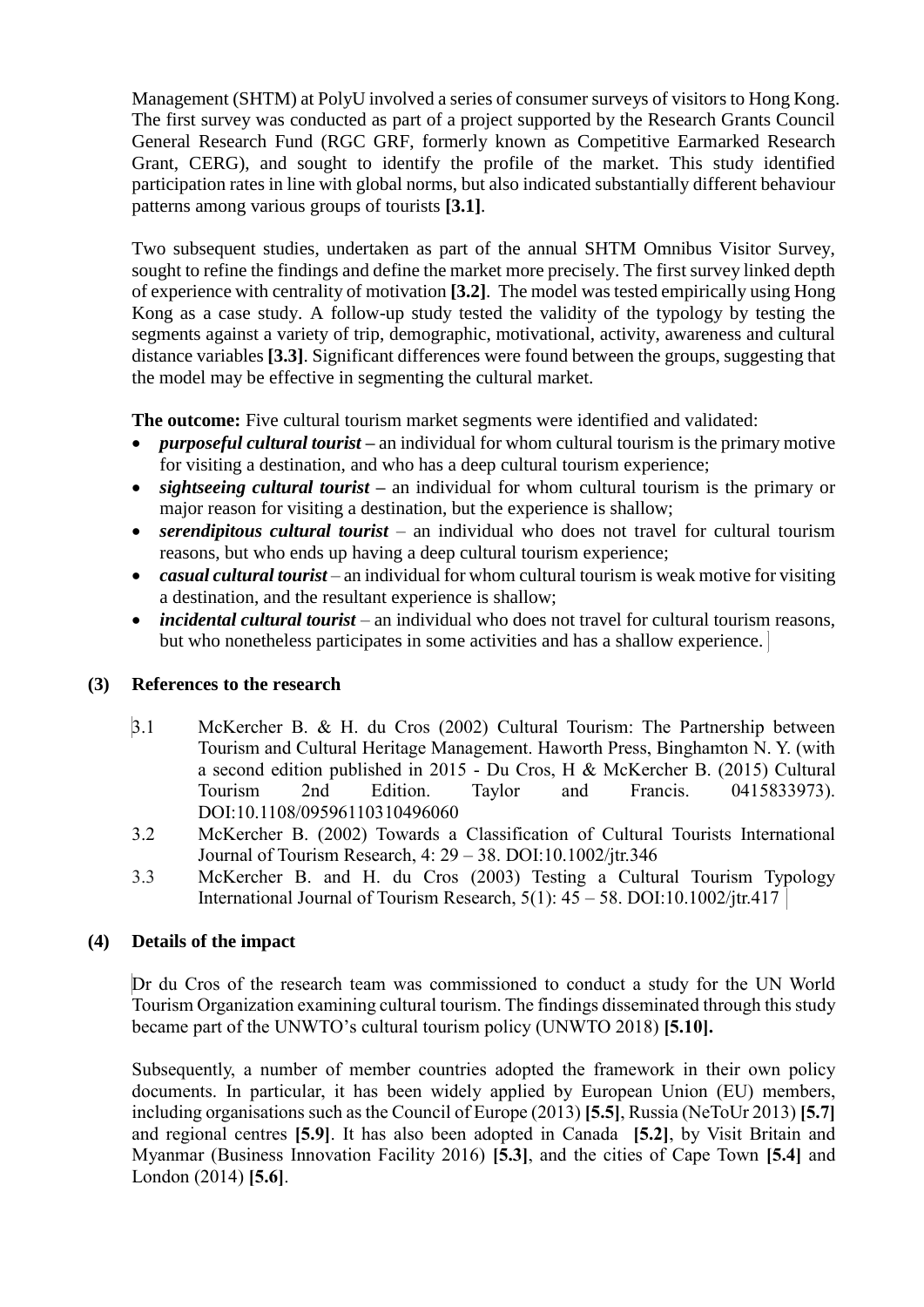Management (SHTM) at PolyU involved a series of consumer surveys of visitors to Hong Kong. The first survey was conducted as part of a project supported by the Research Grants Council General Research Fund (RGC GRF, formerly known as Competitive Earmarked Research Grant, CERG), and sought to identify the profile of the market. This study identified participation rates in line with global norms, but also indicated substantially different behaviour patterns among various groups of tourists **[3.1]**.

Two subsequent studies, undertaken as part of the annual SHTM Omnibus Visitor Survey, sought to refine the findings and define the market more precisely. The first survey linked depth of experience with centrality of motivation **[3.2]**. The model was tested empirically using Hong Kong as a case study. A follow-up study tested the validity of the typology by testing the segments against a variety of trip, demographic, motivational, activity, awareness and cultural distance variables **[3.3]**. Significant differences were found between the groups, suggesting that the model may be effective in segmenting the cultural market.

**The outcome:** Five cultural tourism market segments were identified and validated:

- ***purposeful cultural tourist*** **–** an individual for whom cultural tourism is the primary motive for visiting a destination, and who has a deep cultural tourism experience;
- ***sightseeing cultural tourist*** **–** an individual for whom cultural tourism is the primary or major reason for visiting a destination, but the experience is shallow;
- ***serendipitous cultural tourist*** – an individual who does not travel for cultural tourism reasons, but who ends up having a deep cultural tourism experience;
- ***casual cultural tourist*** – an individual for whom cultural tourism is weak motive for visiting a destination, and the resultant experience is shallow;
- ***incidental cultural tourist*** – an individual who does not travel for cultural tourism reasons, but who nonetheless participates in some activities and has a shallow experience.

## (3) References to the research

3.1 McKercher B. & H. du Cros (2002) Cultural Tourism: The Partnership between Tourism and Cultural Heritage Management. Haworth Press, Binghamton N. Y. (with a second edition published in 2015 - Du Cros, H & McKercher B. (2015) Cultural Tourism 2nd Edition. Taylor and Francis. 0415833973). DOI:10.1108/09596110310496060

3.2 McKercher B. (2002) Towards a Classification of Cultural Tourists International Journal of Tourism Research, 4: 29 – 38. DOI:10.1002/jtr.346

3.3 McKercher B. and H. du Cros (2003) Testing a Cultural Tourism Typology International Journal of Tourism Research, 5(1): 45 – 58. DOI:10.1002/jtr.417

## (4) Details of the impact

Dr du Cros of the research team was commissioned to conduct a study for the UN World Tourism Organization examining cultural tourism. The findings disseminated through this study became part of the UNWTO's cultural tourism policy (UNWTO 2018) **[5.10].**

Subsequently, a number of member countries adopted the framework in their own policy documents. In particular, it has been widely applied by European Union (EU) members, including organisations such as the Council of Europe (2013) **[5.5]**, Russia (NeToUr 2013) **[5.7]** and regional centres **[5.9]**. It has also been adopted in Canada **[5.2]**, by Visit Britain and Myanmar (Business Innovation Facility 2016) **[5.3]**, and the cities of Cape Town **[5.4]** and London (2014) **[5.6]**.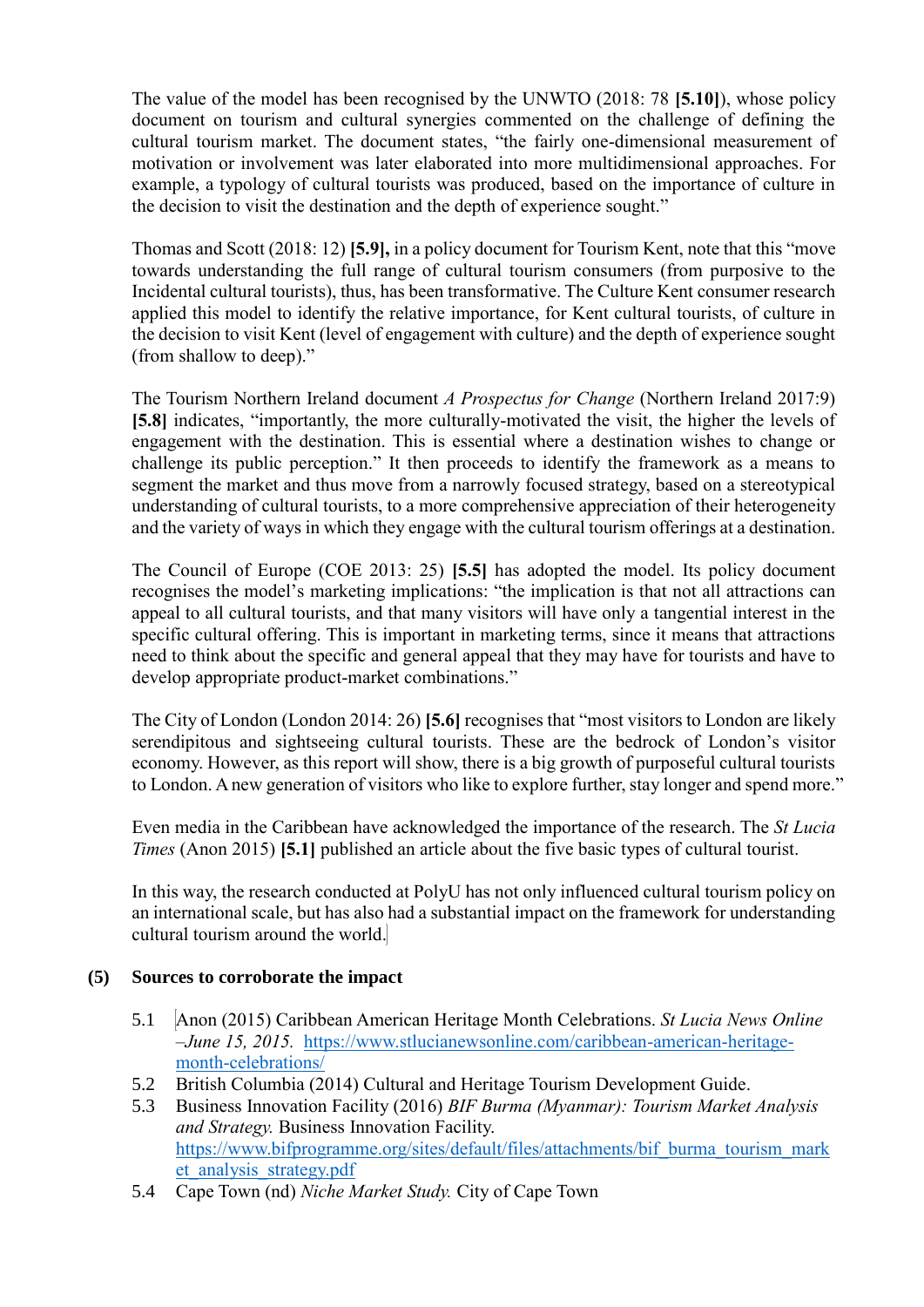The value of the model has been recognised by the UNWTO (2018: 78 **[5.10]**), whose policy document on tourism and cultural synergies commented on the challenge of defining the cultural tourism market. The document states, "the fairly one-dimensional measurement of motivation or involvement was later elaborated into more multidimensional approaches. For example, a typology of cultural tourists was produced, based on the importance of culture in the decision to visit the destination and the depth of experience sought."

Thomas and Scott (2018: 12) **[5.9],** in a policy document for Tourism Kent, note that this "move towards understanding the full range of cultural tourism consumers (from purposive to the Incidental cultural tourists), thus, has been transformative. The Culture Kent consumer research applied this model to identify the relative importance, for Kent cultural tourists, of culture in the decision to visit Kent (level of engagement with culture) and the depth of experience sought (from shallow to deep)."

The Tourism Northern Ireland document *A Prospectus for Change* (Northern Ireland 2017:9) **[5.8]** indicates, "importantly, the more culturally-motivated the visit, the higher the levels of engagement with the destination. This is essential where a destination wishes to change or challenge its public perception." It then proceeds to identify the framework as a means to segment the market and thus move from a narrowly focused strategy, based on a stereotypical understanding of cultural tourists, to a more comprehensive appreciation of their heterogeneity and the variety of ways in which they engage with the cultural tourism offerings at a destination.

The Council of Europe (COE 2013: 25) **[5.5]** has adopted the model. Its policy document recognises the model's marketing implications: "the implication is that not all attractions can appeal to all cultural tourists, and that many visitors will have only a tangential interest in the specific cultural offering. This is important in marketing terms, since it means that attractions need to think about the specific and general appeal that they may have for tourists and have to develop appropriate product-market combinations."

The City of London (London 2014: 26) **[5.6]** recognises that "most visitors to London are likely serendipitous and sightseeing cultural tourists. These are the bedrock of London's visitor economy. However, as this report will show, there is a big growth of purposeful cultural tourists to London. A new generation of visitors who like to explore further, stay longer and spend more."

Even media in the Caribbean have acknowledged the importance of the research. The *St Lucia Times* (Anon 2015) **[5.1]** published an article about the five basic types of cultural tourist.

In this way, the research conducted at PolyU has not only influenced cultural tourism policy on an international scale, but has also had a substantial impact on the framework for understanding cultural tourism around the world.

## (5) Sources to corroborate the impact

5.1 Anon (2015) Caribbean American Heritage Month Celebrations. *St Lucia News Online –June 15, 2015.* https://www.stlucianewsonline.com/caribbean-american-heritage-month-celebrations/

5.2 British Columbia (2014) Cultural and Heritage Tourism Development Guide.

5.3 Business Innovation Facility (2016) *BIF Burma (Myanmar): Tourism Market Analysis and Strategy.* Business Innovation Facility. https://www.bifprogramme.org/sites/default/files/attachments/bif_burma_tourism_market_analysis_strategy.pdf

5.4 Cape Town (nd) *Niche Market Study.* City of Cape Town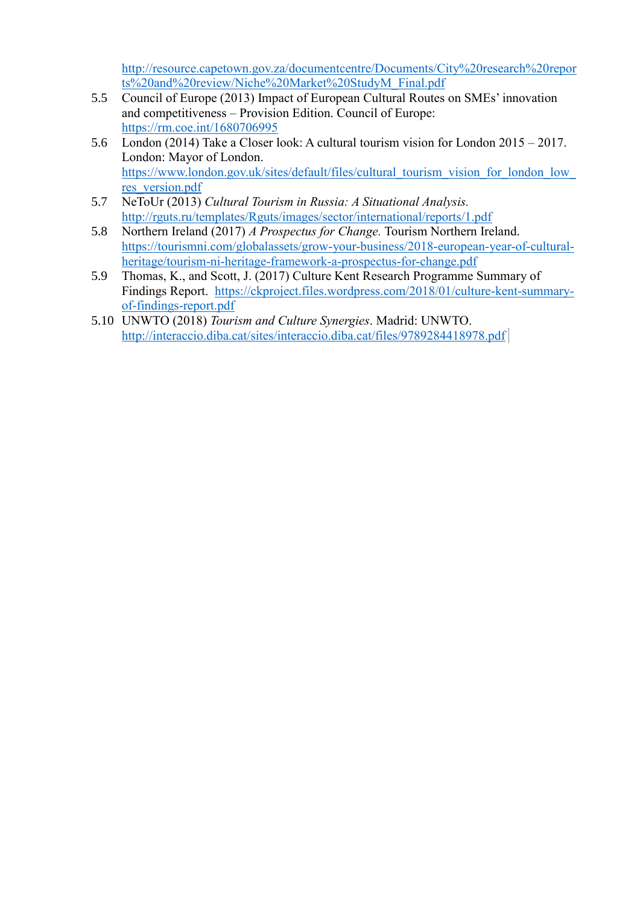http://resource.capetown.gov.za/documentcentre/Documents/City%20research%20reports%20and%20review/Niche%20Market%20StudyM_Final.pdf

5.5 Council of Europe (2013) Impact of European Cultural Routes on SMEs' innovation and competitiveness – Provision Edition. Council of Europe: https://rm.coe.int/1680706995

5.6 London (2014) Take a Closer look: A cultural tourism vision for London 2015 – 2017. London: Mayor of London. https://www.london.gov.uk/sites/default/files/cultural_tourism_vision_for_london_low_res_version.pdf

5.7 NeToUr (2013) *Cultural Tourism in Russia: A Situational Analysis.* http://rguts.ru/templates/Rguts/images/sector/international/reports/1.pdf

5.8 Northern Ireland (2017) *A Prospectus for Change.* Tourism Northern Ireland. https://tourismni.com/globalassets/grow-your-business/2018-european-year-of-cultural-heritage/tourism-ni-heritage-framework-a-prospectus-for-change.pdf

5.9 Thomas, K., and Scott, J. (2017) Culture Kent Research Programme Summary of Findings Report. https://ckproject.files.wordpress.com/2018/01/culture-kent-summary-of-findings-report.pdf

5.10 UNWTO (2018) *Tourism and Culture Synergies*. Madrid: UNWTO. http://interaccio.diba.cat/sites/interaccio.diba.cat/files/9789284418978.pdf